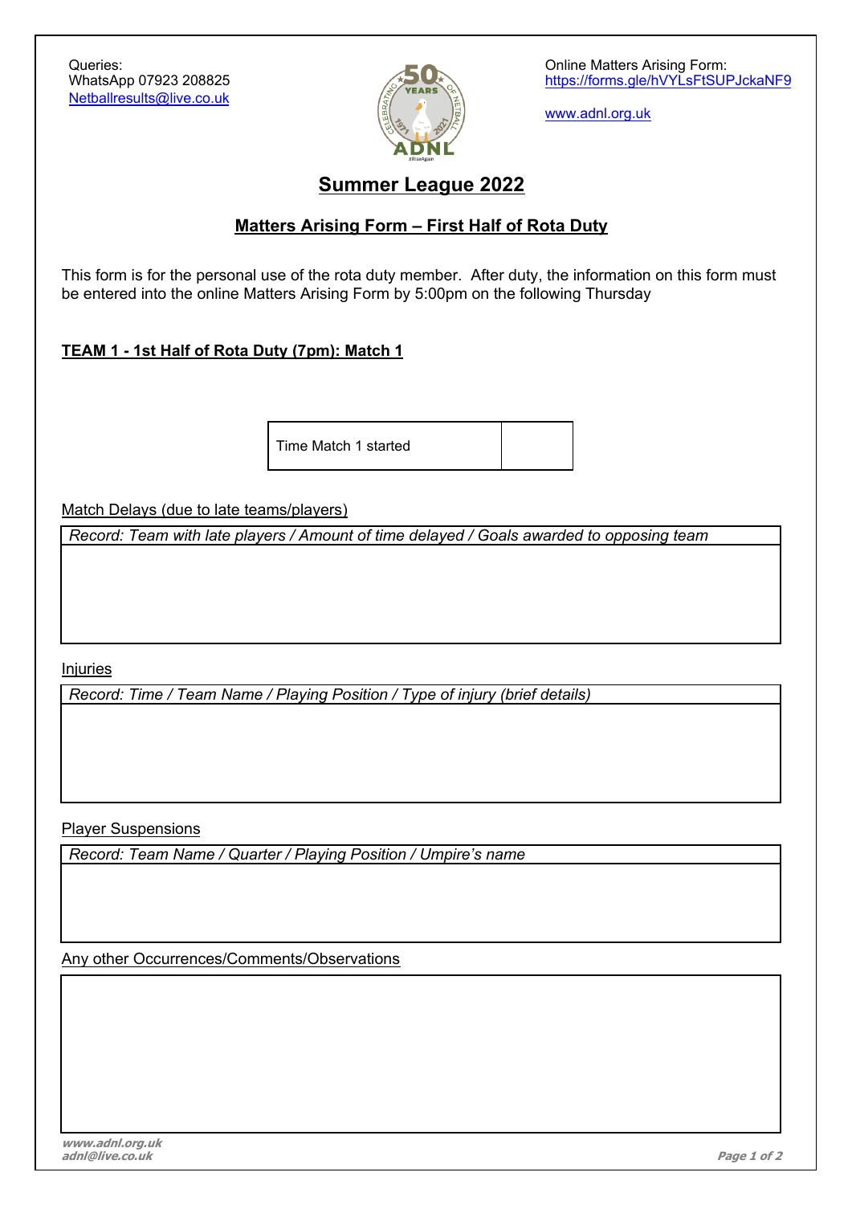Queries:
WhatsApp 07923 208825
Netballresults@live.co.uk

Online Matters Arising Form:
https://forms.gle/hVYLsFtSUPJckaNF9

www.adnl.org.uk

# Summer League 2022

## Matters Arising Form – First Half of Rota Duty

This form is for the personal use of the rota duty member. After duty, the information on this form must be entered into the online Matters Arising Form by 5:00pm on the following Thursday

**TEAM 1 - 1st Half of Rota Duty (7pm): Match 1**

| Time Match 1 started | |
|---|---|

Match Delays (due to late teams/players)

| *Record: Team with late players / Amount of time delayed / Goals awarded to opposing team* |
|---|
| |

Injuries

| *Record: Time / Team Name / Playing Position / Type of injury (brief details)* |
|---|
| |

Player Suspensions

| *Record: Team Name / Quarter / Playing Position / Umpire's name* |
|---|
| |

Any other Occurrences/Comments/Observations

| |
|---|
| |

*www.adnl.org.uk*
*adnl@live.co.uk*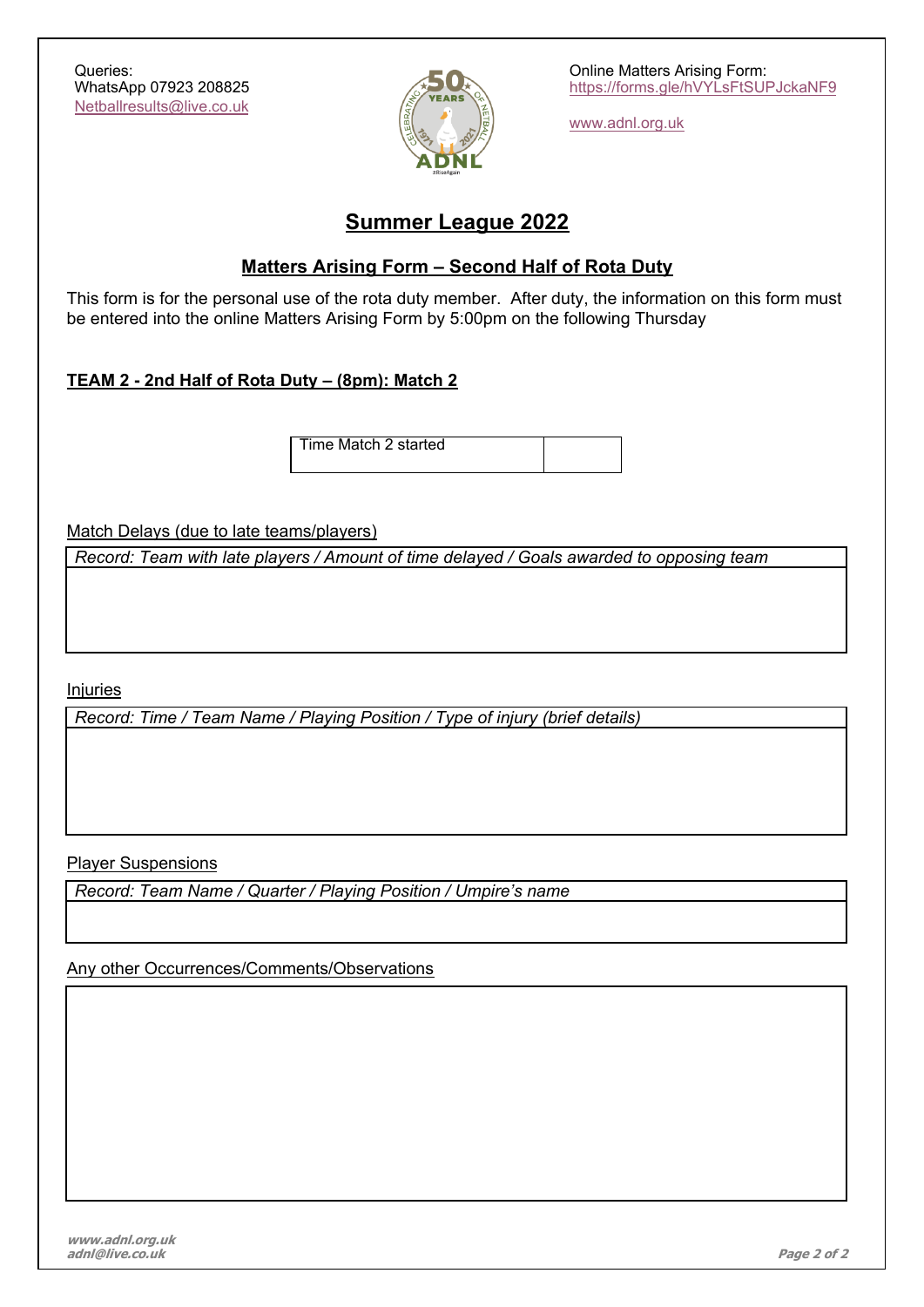Queries:
WhatsApp 07923 208825
Netballresults@live.co.uk

Online Matters Arising Form:
https://forms.gle/hVYLsFtSUPJckaNF9

www.adnl.org.uk

# Summer League 2022

## Matters Arising Form – Second Half of Rota Duty

This form is for the personal use of the rota duty member. After duty, the information on this form must be entered into the online Matters Arising Form by 5:00pm on the following Thursday

**TEAM 2 - 2nd Half of Rota Duty – (8pm): Match 2**

| | |
|---|---|
| Time Match 2 started | |

Match Delays (due to late teams/players)

| *Record: Team with late players / Amount of time delayed / Goals awarded to opposing team* |
|---|
| |

Injuries

| *Record: Time / Team Name / Playing Position / Type of injury (brief details)* |
|---|
| |

Player Suspensions

| *Record: Team Name / Quarter / Playing Position / Umpire's name* |
|---|
| |

Any other Occurrences/Comments/Observations

| |
|---|
| |

*www.adnl.org.uk*
*adnl@live.co.uk*